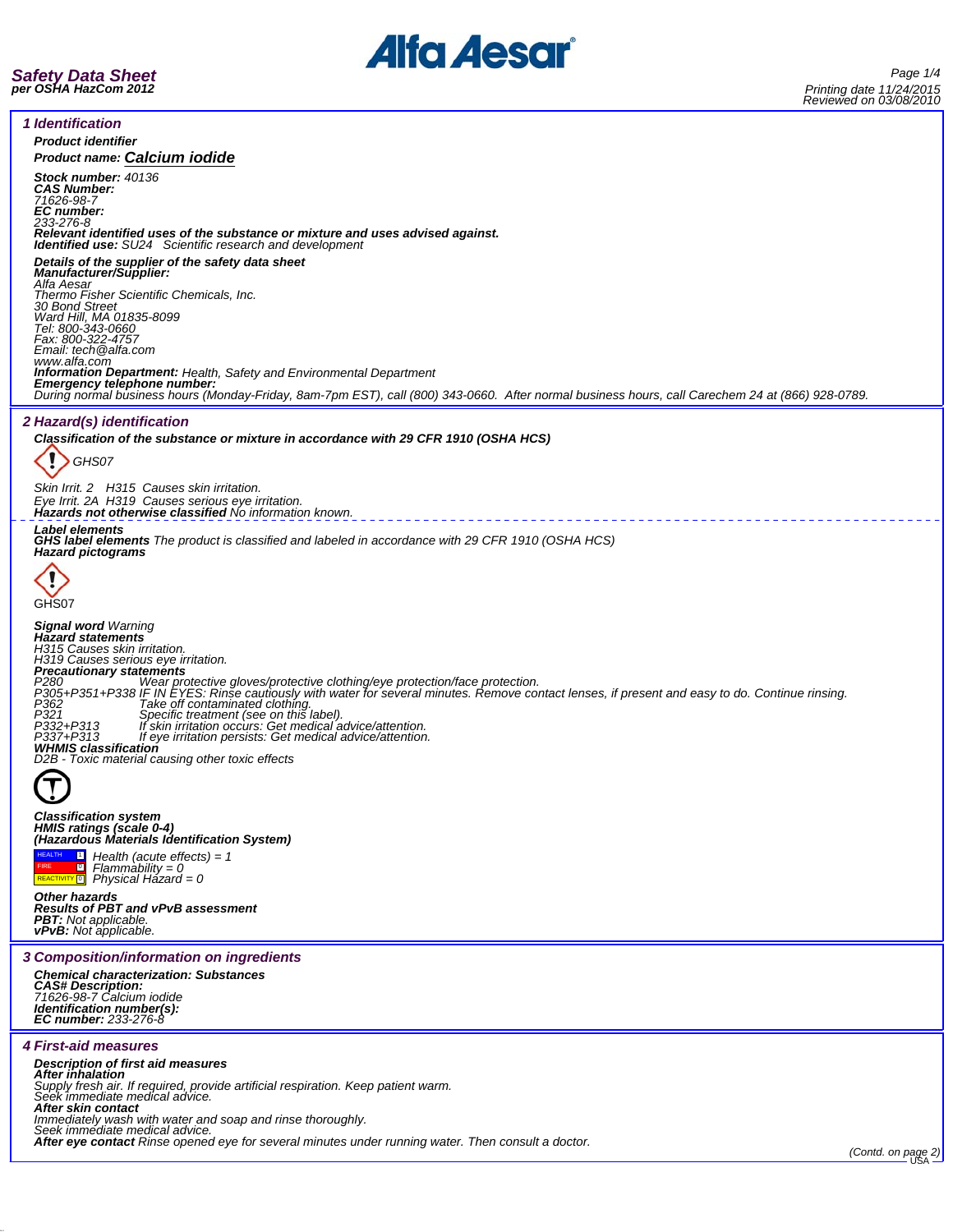# Safety Data Sheet
**per OSHA HazCom 2012**

Printing date 11/24/2015
Reviewed on 03/08/2010

## 1 Identification

**Product identifier**

**Product name: Calcium iodide**

**Stock number:** 40136
**CAS Number:**
71626-98-7
**EC number:**
233-276-8
**Relevant identified uses of the substance or mixture and uses advised against.**
**Identified use:** SU24 Scientific research and development

**Details of the supplier of the safety data sheet**
**Manufacturer/Supplier:**
Alfa Aesar
Thermo Fisher Scientific Chemicals, Inc.
30 Bond Street
Ward Hill, MA 01835-8099
Tel: 800-343-0660
Fax: 800-322-4757
Email: tech@alfa.com
www.alfa.com
**Information Department:** Health, Safety and Environmental Department
**Emergency telephone number:**
During normal business hours (Monday-Friday, 8am-7pm EST), call (800) 343-0660. After normal business hours, call Carechem 24 at (866) 928-0789.

## 2 Hazard(s) identification

**Classification of the substance or mixture in accordance with 29 CFR 1910 (OSHA HCS)**

GHS07

Skin Irrit. 2 H315 Causes skin irritation.
Eye Irrit. 2A H319 Causes serious eye irritation.
**Hazards not otherwise classified** No information known.

**Label elements**
**GHS label elements** The product is classified and labeled in accordance with 29 CFR 1910 (OSHA HCS)
**Hazard pictograms**

GHS07

**Signal word** Warning
**Hazard statements**
H315 Causes skin irritation.
H319 Causes serious eye irritation.
**Precautionary statements**

| | |
|---|---|
| P280 | Wear protective gloves/protective clothing/eye protection/face protection. |
| P305+P351+P338 | IF IN EYES: Rinse cautiously with water for several minutes. Remove contact lenses, if present and easy to do. Continue rinsing. |
| P362 | Take off contaminated clothing. |
| P321 | Specific treatment (see on this label). |
| P332+P313 | If skin irritation occurs: Get medical advice/attention. |
| P337+P313 | If eye irritation persists: Get medical advice/attention. |

**WHMIS classification**
D2B - Toxic material causing other toxic effects

**Classification system**
**HMIS ratings (scale 0-4)**
**(Hazardous Materials Identification System)**

| | | |
|---|---|---|
| HEALTH | 1 | Health (acute effects) = 1 |
| FIRE | 0 | Flammability = 0 |
| REACTIVITY | 0 | Physical Hazard = 0 |

**Other hazards**
**Results of PBT and vPvB assessment**
**PBT:** Not applicable.
**vPvB:** Not applicable.

## 3 Composition/information on ingredients

**Chemical characterization: Substances**
**CAS# Description:**
71626-98-7 Calcium iodide
**Identification number(s):**
**EC number:** 233-276-8

## 4 First-aid measures

**Description of first aid measures**
**After inhalation**
Supply fresh air. If required, provide artificial respiration. Keep patient warm.
Seek immediate medical advice.
**After skin contact**
Immediately wash with water and soap and rinse thoroughly.
Seek immediate medical advice.
**After eye contact** Rinse opened eye for several minutes under running water. Then consult a doctor.

(Contd. on page 2)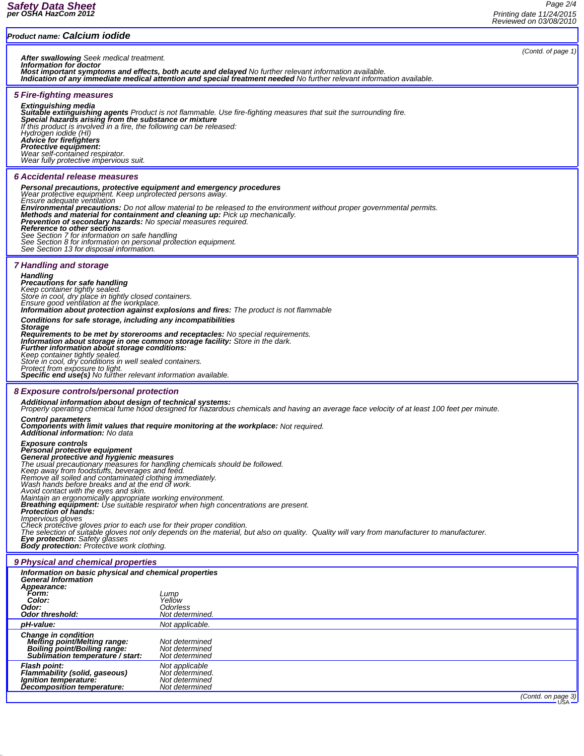**Product name: Calcium iodide**

(Contd. of page 1)

**After swallowing** Seek medical treatment.
**Information for doctor**
**Most important symptoms and effects, both acute and delayed** No further relevant information available.
**Indication of any immediate medical attention and special treatment needed** No further relevant information available.

## 5 Fire-fighting measures

**Extinguishing media**
**Suitable extinguishing agents** Product is not flammable. Use fire-fighting measures that suit the surrounding fire.
**Special hazards arising from the substance or mixture**
If this product is involved in a fire, the following can be released:
Hydrogen iodide (HI)
**Advice for firefighters**
**Protective equipment:**
Wear self-contained respirator.
Wear fully protective impervious suit.

## 6 Accidental release measures

**Personal precautions, protective equipment and emergency procedures**
Wear protective equipment. Keep unprotected persons away.
Ensure adequate ventilation
**Environmental precautions:** Do not allow material to be released to the environment without proper governmental permits.
**Methods and material for containment and cleaning up:** Pick up mechanically.
**Prevention of secondary hazards:** No special measures required.
**Reference to other sections**
See Section 7 for information on safe handling
See Section 8 for information on personal protection equipment.
See Section 13 for disposal information.

## 7 Handling and storage

**Handling**
**Precautions for safe handling**
Keep container tightly sealed.
Store in cool, dry place in tightly closed containers.
Ensure good ventilation at the workplace.
**Information about protection against explosions and fires:** The product is not flammable

**Conditions for safe storage, including any incompatibilities**
**Storage**
**Requirements to be met by storerooms and receptacles:** No special requirements.
**Information about storage in one common storage facility:** Store in the dark.
**Further information about storage conditions:**
Keep container tightly sealed.
Store in cool, dry conditions in well sealed containers.
Protect from exposure to light.
**Specific end use(s)** No further relevant information available.

## 8 Exposure controls/personal protection

**Additional information about design of technical systems:**
Properly operating chemical fume hood designed for hazardous chemicals and having an average face velocity of at least 100 feet per minute.

**Control parameters**
**Components with limit values that require monitoring at the workplace:** Not required.
**Additional information:** No data

**Exposure controls**
**Personal protective equipment**
**General protective and hygienic measures**
The usual precautionary measures for handling chemicals should be followed.
Keep away from foodstuffs, beverages and feed.
Remove all soiled and contaminated clothing immediately.
Wash hands before breaks and at the end of work.
Avoid contact with the eyes and skin.
Maintain an ergonomically appropriate working environment.
**Breathing equipment:** Use suitable respirator when high concentrations are present.
**Protection of hands:**
Impervious gloves
Check protective gloves prior to each use for their proper condition.
The selection of suitable gloves not only depends on the material, but also on quality. Quality will vary from manufacturer to manufacturer.
**Eye protection:** Safety glasses
**Body protection:** Protective work clothing.

## 9 Physical and chemical properties

**Information on basic physical and chemical properties**
**General Information**

| | |
|---|---|
| **Appearance:** | |
| **Form:** | Lump |
| **Color:** | Yellow |
| **Odor:** | Odorless |
| **Odor threshold:** | Not determined. |
| **pH-value:** | Not applicable. |
| **Change in condition** | |
| **Melting point/Melting range:** | Not determined |
| **Boiling point/Boiling range:** | Not determined |
| **Sublimation temperature / start:** | Not determined |
| **Flash point:** | Not applicable |
| **Flammability (solid, gaseous)** | Not determined. |
| **Ignition temperature:** | Not determined |
| **Decomposition temperature:** | Not determined |

(Contd. on page 3)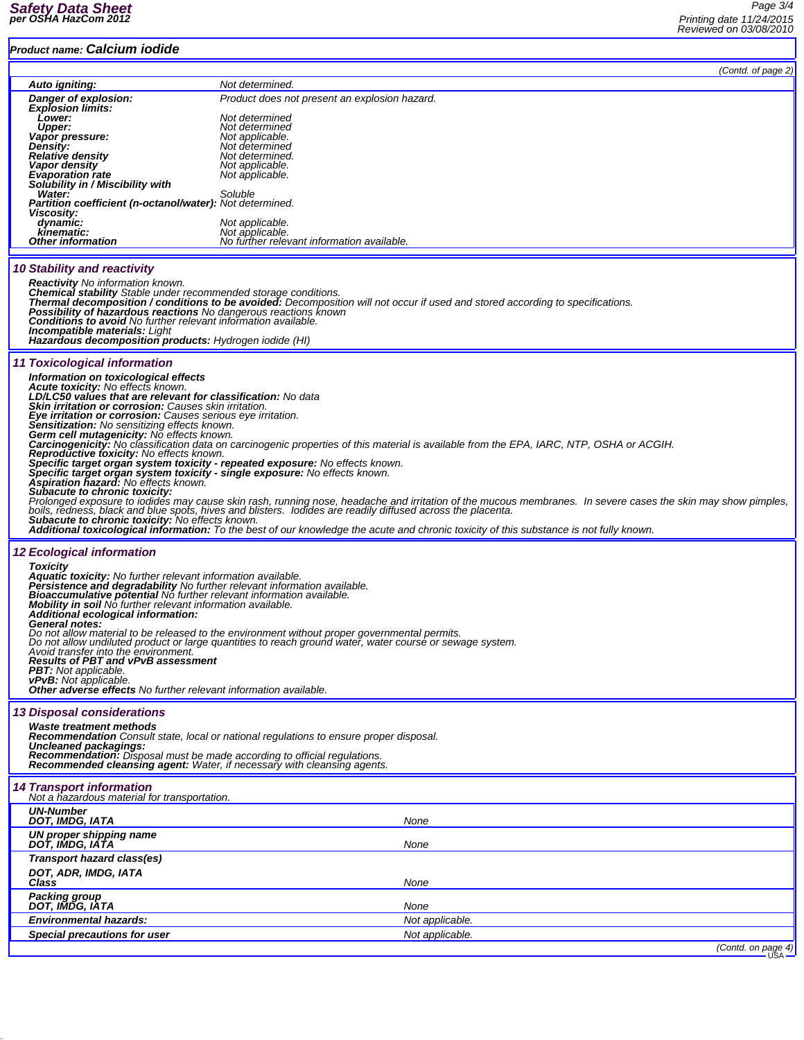**Product name: Calcium iodide**

(Contd. of page 2)

| | |
|---|---|
| **Auto igniting:** | Not determined. |
| **Danger of explosion:** | Product does not present an explosion hazard. |
| **Explosion limits:** | |
| **Lower:** | Not determined |
| **Upper:** | Not determined |
| **Vapor pressure:** | Not applicable. |
| **Density:** | Not determined |
| **Relative density** | Not determined. |
| **Vapor density** | Not applicable. |
| **Evaporation rate** | Not applicable. |
| **Solubility in / Miscibility with** | |
| **Water:** | Soluble |
| **Partition coefficient (n-octanol/water):** | Not determined. |
| **Viscosity:** | |
| **dynamic:** | Not applicable. |
| **kinematic:** | Not applicable. |
| **Other information** | No further relevant information available. |

## 10 Stability and reactivity

**Reactivity** No information known.
**Chemical stability** Stable under recommended storage conditions.
**Thermal decomposition / conditions to be avoided:** Decomposition will not occur if used and stored according to specifications.
**Possibility of hazardous reactions** No dangerous reactions known
**Conditions to avoid** No further relevant information available.
**Incompatible materials:** Light
**Hazardous decomposition products:** Hydrogen iodide (HI)

## 11 Toxicological information

**Information on toxicological effects**
**Acute toxicity:** No effects known.
**LD/LC50 values that are relevant for classification:** No data
**Skin irritation or corrosion:** Causes skin irritation.
**Eye irritation or corrosion:** Causes serious eye irritation.
**Sensitization:** No sensitizing effects known.
**Germ cell mutagenicity:** No effects known.
**Carcinogenicity:** No classification data on carcinogenic properties of this material is available from the EPA, IARC, NTP, OSHA or ACGIH.
**Reproductive toxicity:** No effects known.
**Specific target organ system toxicity - repeated exposure:** No effects known.
**Specific target organ system toxicity - single exposure:** No effects known.
**Aspiration hazard:** No effects known.
**Subacute to chronic toxicity:**
Prolonged exposure to iodides may cause skin rash, running nose, headache and irritation of the mucous membranes. In severe cases the skin may show pimples, boils, redness, black and blue spots, hives and blisters. Iodides are readily diffused across the placenta.
**Subacute to chronic toxicity:** No effects known.
**Additional toxicological information:** To the best of our knowledge the acute and chronic toxicity of this substance is not fully known.

## 12 Ecological information

**Toxicity**
**Aquatic toxicity:** No further relevant information available.
**Persistence and degradability** No further relevant information available.
**Bioaccumulative potential** No further relevant information available.
**Mobility in soil** No further relevant information available.
**Additional ecological information:**
**General notes:**
Do not allow material to be released to the environment without proper governmental permits.
Do not allow undiluted product or large quantities to reach ground water, water course or sewage system.
Avoid transfer into the environment.
**Results of PBT and vPvB assessment**
**PBT:** Not applicable.
**vPvB:** Not applicable.
**Other adverse effects** No further relevant information available.

## 13 Disposal considerations

**Waste treatment methods**
**Recommendation** Consult state, local or national regulations to ensure proper disposal.
**Uncleaned packagings:**
**Recommendation:** Disposal must be made according to official regulations.
**Recommended cleansing agent:** Water, if necessary with cleansing agents.

## 14 Transport information

Not a hazardous material for transportation.

| | |
|---|---|
| **UN-Number** | |
| **DOT, IMDG, IATA** | None |
| **UN proper shipping name** | |
| **DOT, IMDG, IATA** | None |
| **Transport hazard class(es)** | |
| **DOT, ADR, IMDG, IATA** | |
| **Class** | None |
| **Packing group** | |
| **DOT, IMDG, IATA** | None |
| **Environmental hazards:** | Not applicable. |
| **Special precautions for user** | Not applicable. |

(Contd. on page 4)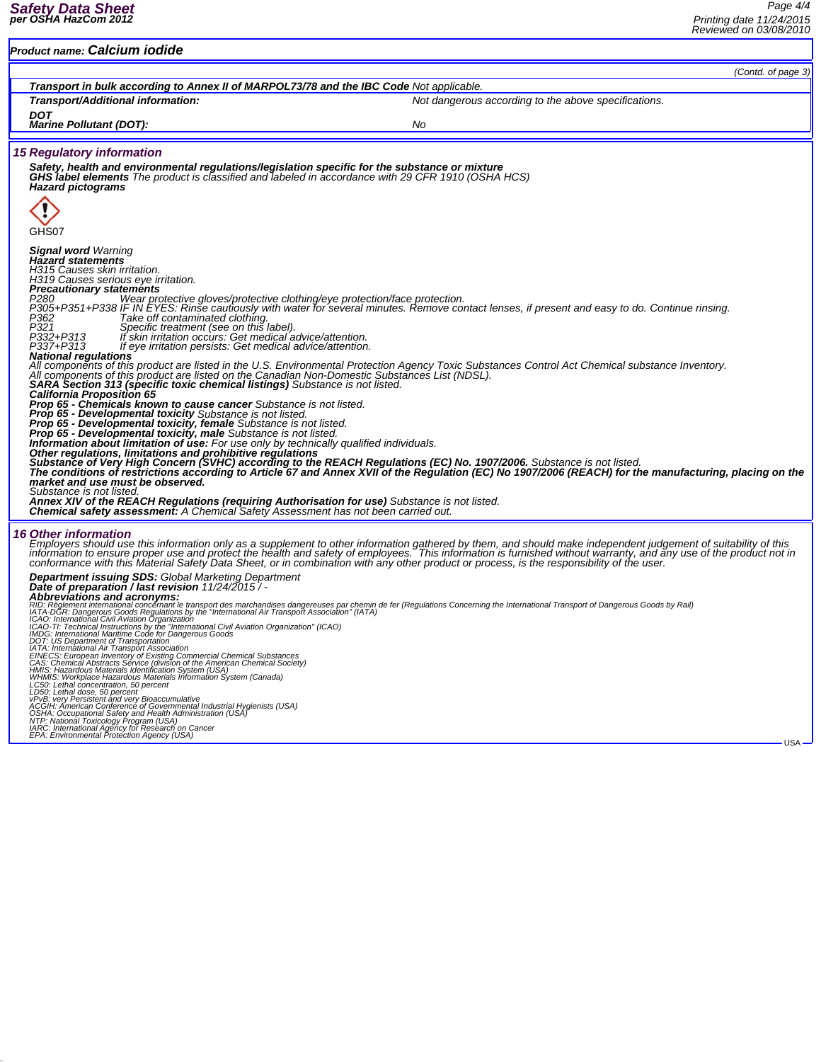**Product name: Calcium iodide**

(Contd. of page 3)

**Transport in bulk according to Annex II of MARPOL73/78 and the IBC Code** Not applicable.

| | |
|---|---|
| **Transport/Additional information:** | Not dangerous according to the above specifications. |
| **DOT** **Marine Pollutant (DOT):** | No |

## 15 Regulatory information

**Safety, health and environmental regulations/legislation specific for the substance or mixture**
**GHS label elements** The product is classified and labeled in accordance with 29 CFR 1910 (OSHA HCS)
**Hazard pictograms**

GHS07

**Signal word** Warning
**Hazard statements**
H315 Causes skin irritation.
H319 Causes serious eye irritation.
**Precautionary statements**
P280 Wear protective gloves/protective clothing/eye protection/face protection.
P305+P351+P338 IF IN EYES: Rinse cautiously with water for several minutes. Remove contact lenses, if present and easy to do. Continue rinsing.
P362 Take off contaminated clothing.
P321 Specific treatment (see on this label).
P332+P313 If skin irritation occurs: Get medical advice/attention.
P337+P313 If eye irritation persists: Get medical advice/attention.
**National regulations**
All components of this product are listed in the U.S. Environmental Protection Agency Toxic Substances Control Act Chemical substance Inventory.
All components of this product are listed on the Canadian Non-Domestic Substances List (NDSL).
**SARA Section 313 (specific toxic chemical listings)** Substance is not listed.
**California Proposition 65**
**Prop 65 - Chemicals known to cause cancer** Substance is not listed.
**Prop 65 - Developmental toxicity** Substance is not listed.
**Prop 65 - Developmental toxicity, female** Substance is not listed.
**Prop 65 - Developmental toxicity, male** Substance is not listed.
**Information about limitation of use:** For use only by technically qualified individuals.
**Other regulations, limitations and prohibitive regulations**
**Substance of Very High Concern (SVHC) according to the REACH Regulations (EC) No. 1907/2006.** Substance is not listed.
**The conditions of restrictions according to Article 67 and Annex XVII of the Regulation (EC) No 1907/2006 (REACH) for the manufacturing, placing on the market and use must be observed.**
Substance is not listed.
**Annex XIV of the REACH Regulations (requiring Authorisation for use)** Substance is not listed.
**Chemical safety assessment:** A Chemical Safety Assessment has not been carried out.

## 16 Other information

Employers should use this information only as a supplement to other information gathered by them, and should make independent judgement of suitability of this information to ensure proper use and protect the health and safety of employees. This information is furnished without warranty, and any use of the product not in conformance with this Material Safety Data Sheet, or in combination with any other product or process, is the responsibility of the user.

**Department issuing SDS:** Global Marketing Department
**Date of preparation / last revision** 11/24/2015 / -
**Abbreviations and acronyms:**
RID: Règlement international concernant le transport des marchandises dangereuses par chemin de fer (Regulations Concerning the International Transport of Dangerous Goods by Rail)
IATA-DGR: Dangerous Goods Regulations by the "International Air Transport Association" (IATA)
ICAO: International Civil Aviation Organization
ICAO-TI: Technical Instructions by the "International Civil Aviation Organization" (ICAO)
IMDG: International Maritime Code for Dangerous Goods
DOT: US Department of Transportation
IATA: International Air Transport Association
EINECS: European Inventory of Existing Commercial Chemical Substances
CAS: Chemical Abstracts Service (division of the American Chemical Society)
HMIS: Hazardous Materials Identification System (USA)
WHMIS: Workplace Hazardous Materials Information System (Canada)
LC50: Lethal concentration, 50 percent
LD50: Lethal dose, 50 percent
vPvB: very Persistent and very Bioaccumulative
ACGIH: American Conference of Governmental Industrial Hygienists (USA)
OSHA: Occupational Safety and Health Administration (USA)
NTP: National Toxicology Program (USA)
IARC: International Agency for Research on Cancer
EPA: Environmental Protection Agency (USA)